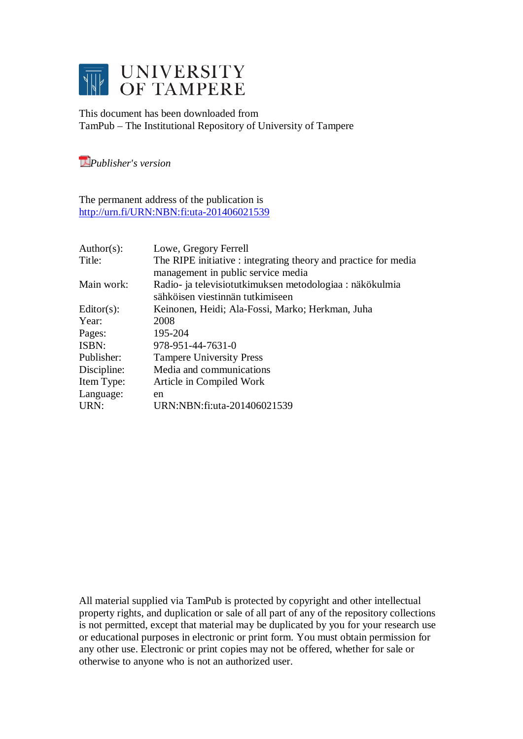UNIVERSITY OF TAMPERE

This document has been downloaded from
TamPub – The Institutional Repository of University of Tampere

*Publisher's version*

The permanent address of the publication is
http://urn.fi/URN:NBN:fi:uta-201406021539

| | |
|---|---|
| Author(s): | Lowe, Gregory Ferrell |
| Title: | The RIPE initiative : integrating theory and practice for media management in public service media |
| Main work: | Radio- ja televisiotutkimuksen metodologiaa : näkökulmia sähköisen viestinnän tutkimiseen |
| Editor(s): | Keinonen, Heidi; Ala-Fossi, Marko; Herkman, Juha |
| Year: | 2008 |
| Pages: | 195-204 |
| ISBN: | 978-951-44-7631-0 |
| Publisher: | Tampere University Press |
| Discipline: | Media and communications |
| Item Type: | Article in Compiled Work |
| Language: | en |
| URN: | URN:NBN:fi:uta-201406021539 |

All material supplied via TamPub is protected by copyright and other intellectual property rights, and duplication or sale of all part of any of the repository collections is not permitted, except that material may be duplicated by you for your research use or educational purposes in electronic or print form. You must obtain permission for any other use. Electronic or print copies may not be offered, whether for sale or otherwise to anyone who is not an authorized user.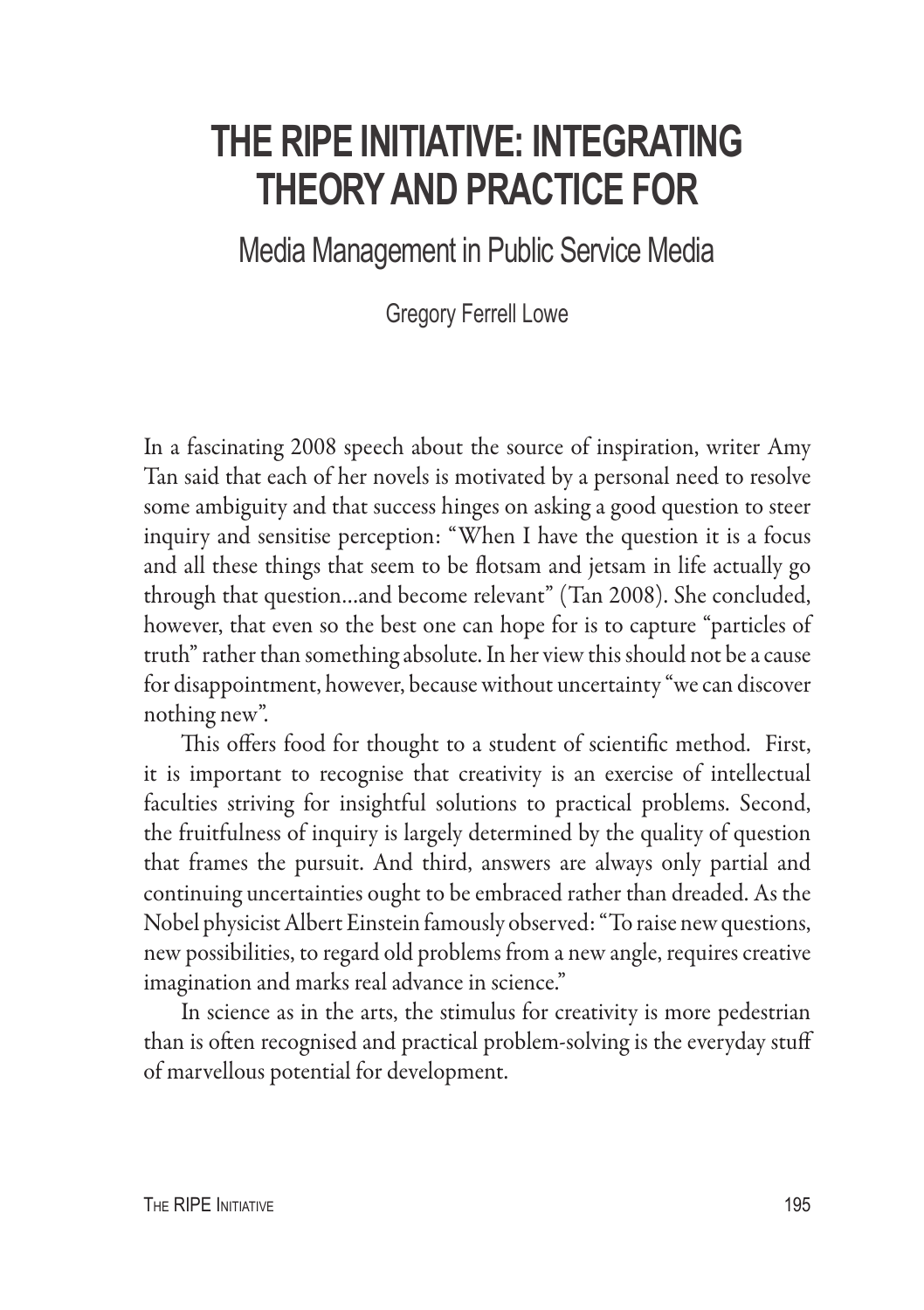# THE RIPE INITIATIVE: INTEGRATING THEORY AND PRACTICE FOR

## Media Management in Public Service Media

Gregory Ferrell Lowe

In a fascinating 2008 speech about the source of inspiration, writer Amy Tan said that each of her novels is motivated by a personal need to resolve some ambiguity and that success hinges on asking a good question to steer inquiry and sensitise perception: "When I have the question it is a focus and all these things that seem to be flotsam and jetsam in life actually go through that question…and become relevant" (Tan 2008). She concluded, however, that even so the best one can hope for is to capture "particles of truth" rather than something absolute. In her view this should not be a cause for disappointment, however, because without uncertainty "we can discover nothing new".

This offers food for thought to a student of scientific method. First, it is important to recognise that creativity is an exercise of intellectual faculties striving for insightful solutions to practical problems. Second, the fruitfulness of inquiry is largely determined by the quality of question that frames the pursuit. And third, answers are always only partial and continuing uncertainties ought to be embraced rather than dreaded. As the Nobel physicist Albert Einstein famously observed: "To raise new questions, new possibilities, to regard old problems from a new angle, requires creative imagination and marks real advance in science."

In science as in the arts, the stimulus for creativity is more pedestrian than is often recognised and practical problem-solving is the everyday stuff of marvellous potential for development.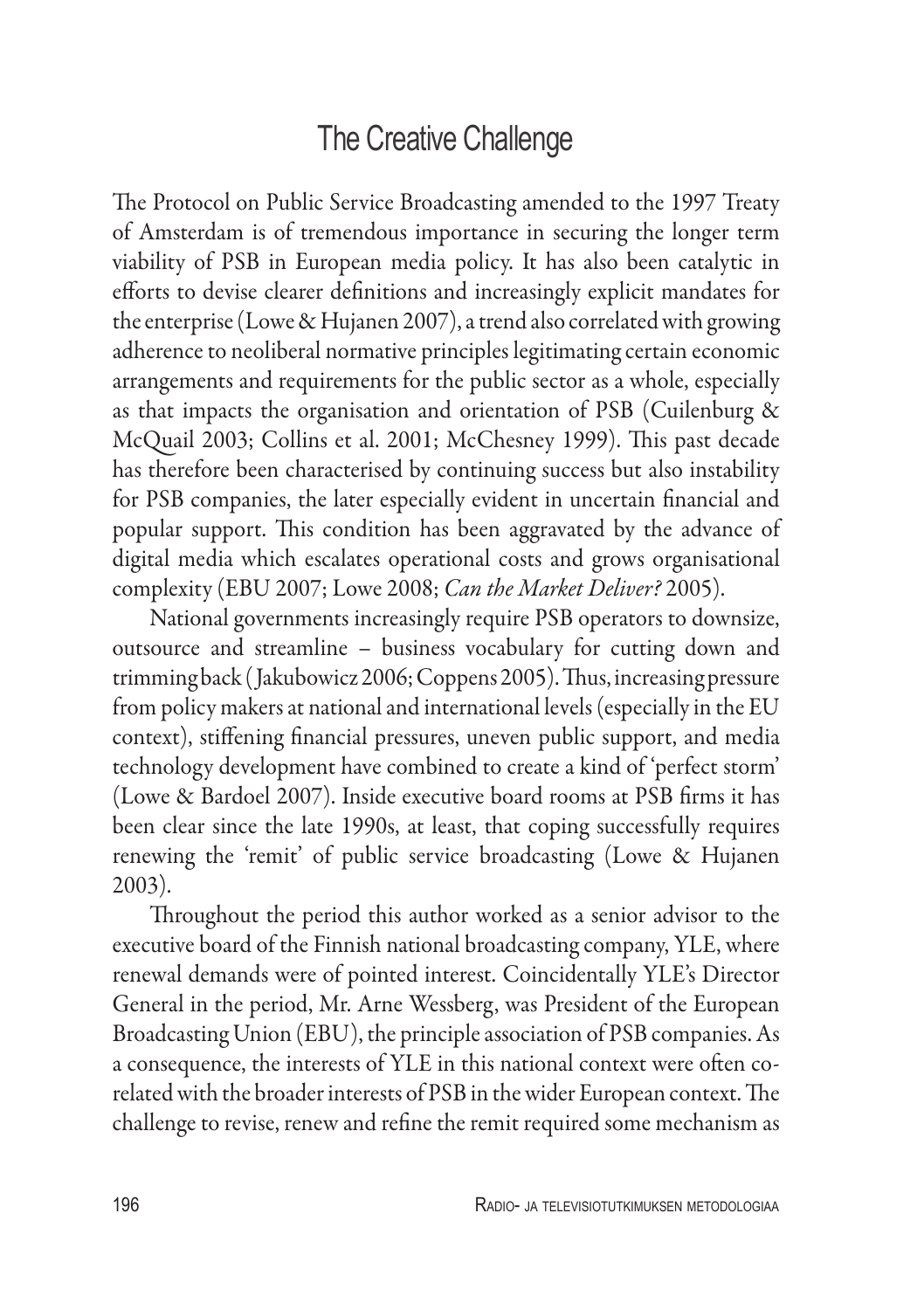# The Creative Challenge

The Protocol on Public Service Broadcasting amended to the 1997 Treaty of Amsterdam is of tremendous importance in securing the longer term viability of PSB in European media policy. It has also been catalytic in efforts to devise clearer definitions and increasingly explicit mandates for the enterprise (Lowe & Hujanen 2007), a trend also correlated with growing adherence to neoliberal normative principles legitimating certain economic arrangements and requirements for the public sector as a whole, especially as that impacts the organisation and orientation of PSB (Cuilenburg & McQuail 2003; Collins et al. 2001; McChesney 1999). This past decade has therefore been characterised by continuing success but also instability for PSB companies, the later especially evident in uncertain financial and popular support. This condition has been aggravated by the advance of digital media which escalates operational costs and grows organisational complexity (EBU 2007; Lowe 2008; *Can the Market Deliver?* 2005).

National governments increasingly require PSB operators to downsize, outsource and streamline – business vocabulary for cutting down and trimming back (Jakubowicz 2006; Coppens 2005). Thus, increasing pressure from policy makers at national and international levels (especially in the EU context), stiffening financial pressures, uneven public support, and media technology development have combined to create a kind of 'perfect storm' (Lowe & Bardoel 2007). Inside executive board rooms at PSB firms it has been clear since the late 1990s, at least, that coping successfully requires renewing the 'remit' of public service broadcasting (Lowe & Hujanen 2003).

Throughout the period this author worked as a senior advisor to the executive board of the Finnish national broadcasting company, YLE, where renewal demands were of pointed interest. Coincidentally YLE's Director General in the period, Mr. Arne Wessberg, was President of the European Broadcasting Union (EBU), the principle association of PSB companies. As a consequence, the interests of YLE in this national context were often co-related with the broader interests of PSB in the wider European context. The challenge to revise, renew and refine the remit required some mechanism as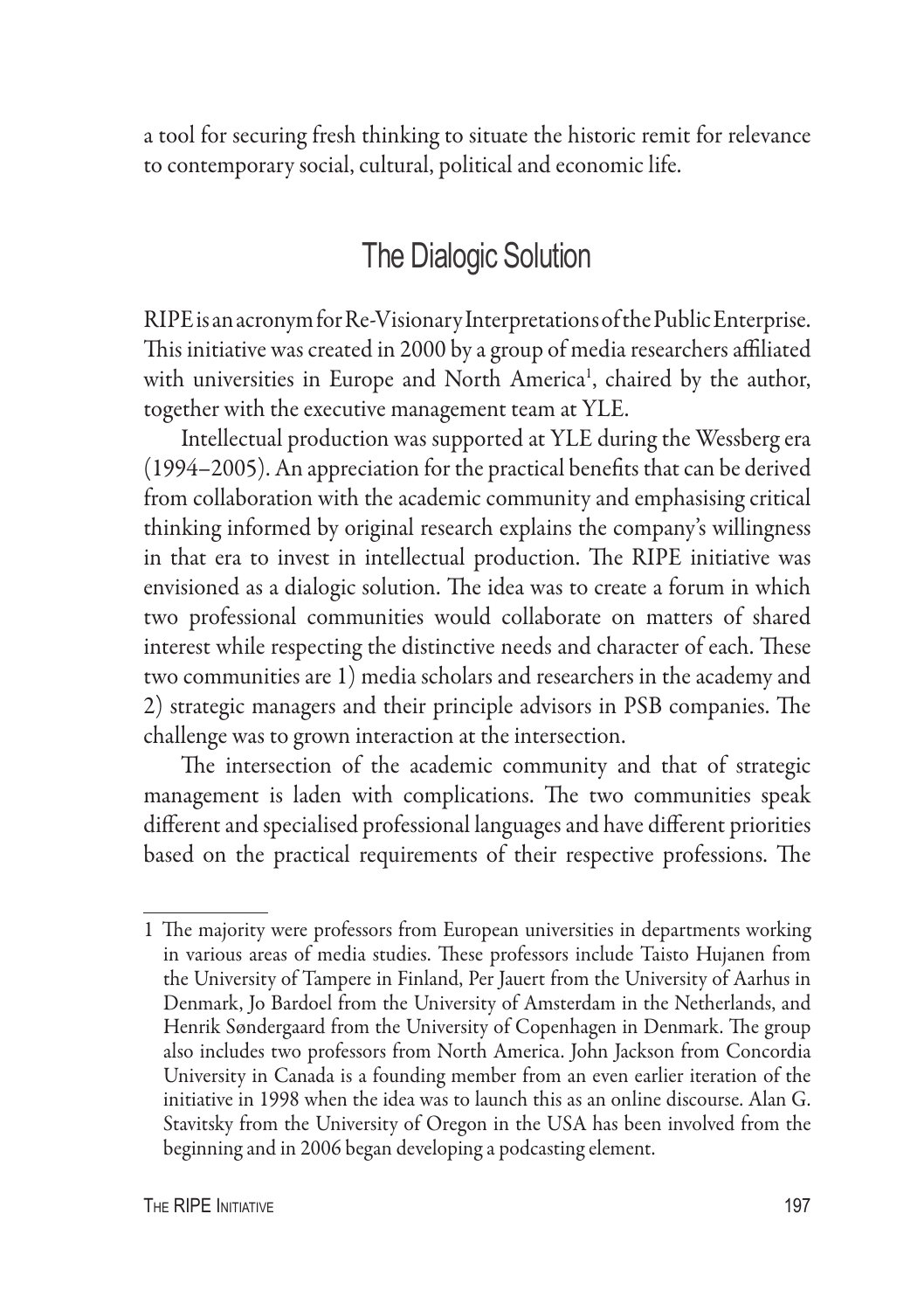a tool for securing fresh thinking to situate the historic remit for relevance to contemporary social, cultural, political and economic life.

## The Dialogic Solution

RIPE is an acronym for Re-Visionary Interpretations of the Public Enterprise. This initiative was created in 2000 by a group of media researchers affiliated with universities in Europe and North America[1], chaired by the author, together with the executive management team at YLE.

Intellectual production was supported at YLE during the Wessberg era (1994–2005). An appreciation for the practical benefits that can be derived from collaboration with the academic community and emphasising critical thinking informed by original research explains the company's willingness in that era to invest in intellectual production. The RIPE initiative was envisioned as a dialogic solution. The idea was to create a forum in which two professional communities would collaborate on matters of shared interest while respecting the distinctive needs and character of each. These two communities are 1) media scholars and researchers in the academy and 2) strategic managers and their principle advisors in PSB companies. The challenge was to grown interaction at the intersection.

The intersection of the academic community and that of strategic management is laden with complications. The two communities speak different and specialised professional languages and have different priorities based on the practical requirements of their respective professions. The

---

1 The majority were professors from European universities in departments working in various areas of media studies. These professors include Taisto Hujanen from the University of Tampere in Finland, Per Jauert from the University of Aarhus in Denmark, Jo Bardoel from the University of Amsterdam in the Netherlands, and Henrik Søndergaard from the University of Copenhagen in Denmark. The group also includes two professors from North America. John Jackson from Concordia University in Canada is a founding member from an even earlier iteration of the initiative in 1998 when the idea was to launch this as an online discourse. Alan G. Stavitsky from the University of Oregon in the USA has been involved from the beginning and in 2006 began developing a podcasting element.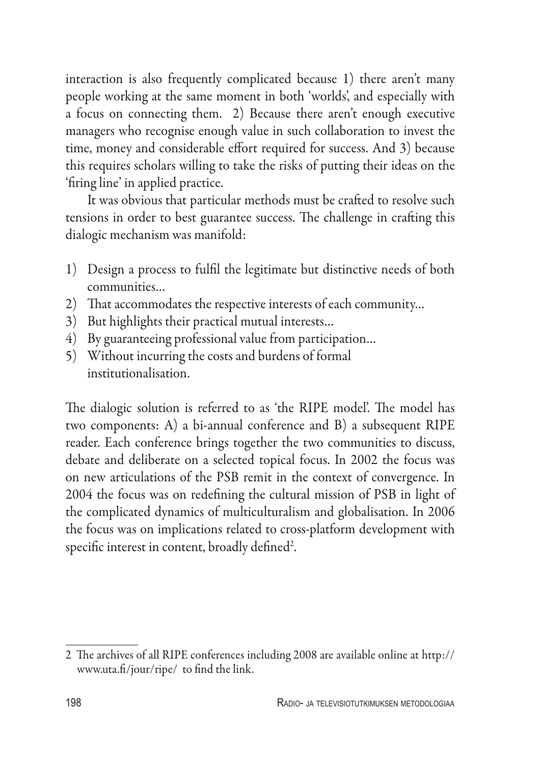interaction is also frequently complicated because 1) there aren't many people working at the same moment in both 'worlds', and especially with a focus on connecting them. 2) Because there aren't enough executive managers who recognise enough value in such collaboration to invest the time, money and considerable effort required for success. And 3) because this requires scholars willing to take the risks of putting their ideas on the 'firing line' in applied practice.

It was obvious that particular methods must be crafted to resolve such tensions in order to best guarantee success. The challenge in crafting this dialogic mechanism was manifold:

1) Design a process to fulfil the legitimate but distinctive needs of both communities…
2) That accommodates the respective interests of each community…
3) But highlights their practical mutual interests…
4) By guaranteeing professional value from participation…
5) Without incurring the costs and burdens of formal institutionalisation.

The dialogic solution is referred to as 'the RIPE model'. The model has two components: A) a bi-annual conference and B) a subsequent RIPE reader. Each conference brings together the two communities to discuss, debate and deliberate on a selected topical focus. In 2002 the focus was on new articulations of the PSB remit in the context of convergence. In 2004 the focus was on redefining the cultural mission of PSB in light of the complicated dynamics of multiculturalism and globalisation. In 2006 the focus was on implications related to cross-platform development with specific interest in content, broadly defined[2].

---

2 The archives of all RIPE conferences including 2008 are available online at http://www.uta.fi/jour/ripe/ to find the link.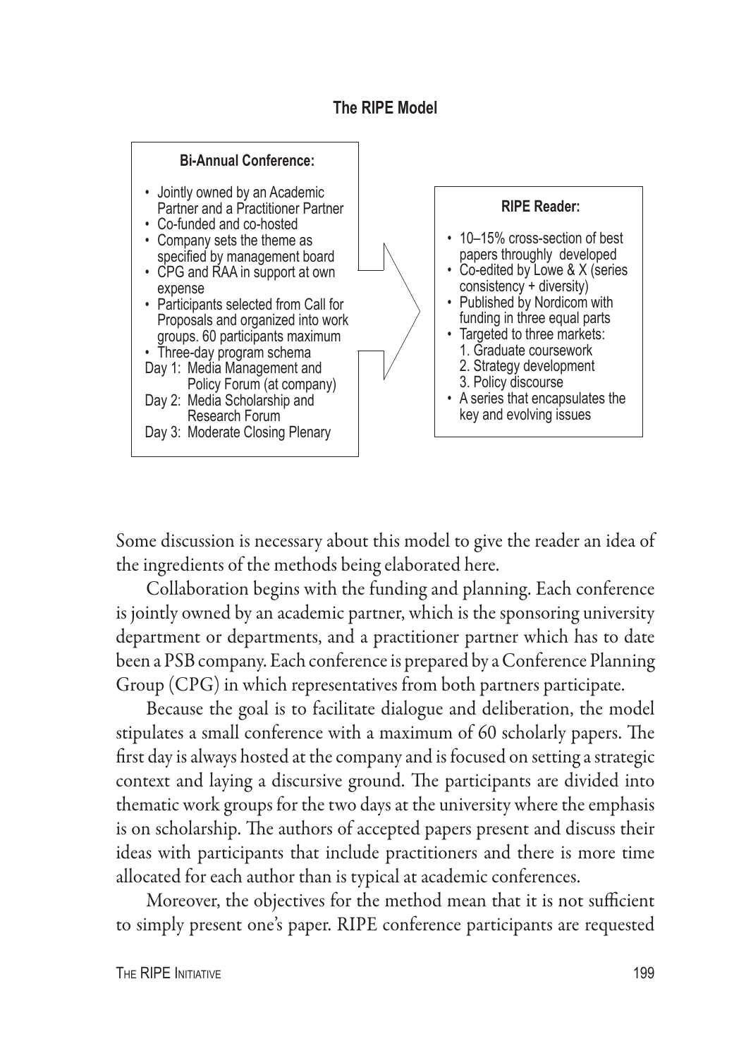**The RIPE Model**

**Bi-Annual Conference:**

- Jointly owned by an Academic Partner and a Practitioner Partner
- Co-funded and co-hosted
- Company sets the theme as specified by management board
- CPG and RAA in support at own expense
- Participants selected from Call for Proposals and organized into work groups. 60 participants maximum
- Three-day program schema

Day 1: Media Management and Policy Forum (at company)
Day 2: Media Scholarship and Research Forum
Day 3: Moderate Closing Plenary

**RIPE Reader:**

- 10–15% cross-section of best papers throughly developed
- Co-edited by Lowe & X (series consistency + diversity)
- Published by Nordicom with funding in three equal parts
- Targeted to three markets:
  1. Graduate coursework
  2. Strategy development
  3. Policy discourse
- A series that encapsulates the key and evolving issues

Some discussion is necessary about this model to give the reader an idea of the ingredients of the methods being elaborated here.

Collaboration begins with the funding and planning. Each conference is jointly owned by an academic partner, which is the sponsoring university department or departments, and a practitioner partner which has to date been a PSB company. Each conference is prepared by a Conference Planning Group (CPG) in which representatives from both partners participate.

Because the goal is to facilitate dialogue and deliberation, the model stipulates a small conference with a maximum of 60 scholarly papers. The first day is always hosted at the company and is focused on setting a strategic context and laying a discursive ground. The participants are divided into thematic work groups for the two days at the university where the emphasis is on scholarship. The authors of accepted papers present and discuss their ideas with participants that include practitioners and there is more time allocated for each author than is typical at academic conferences.

Moreover, the objectives for the method mean that it is not sufficient to simply present one's paper. RIPE conference participants are requested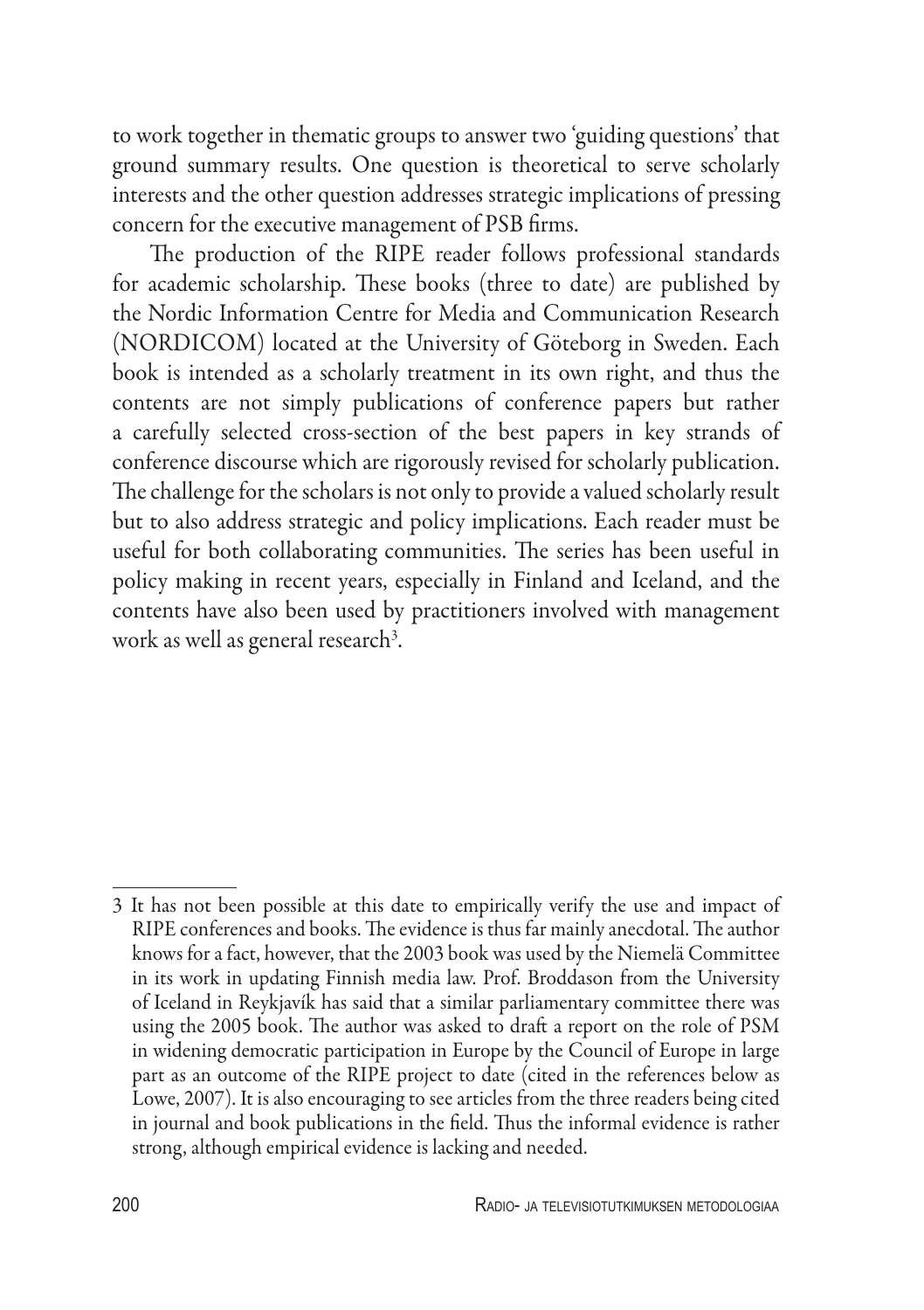to work together in thematic groups to answer two 'guiding questions' that ground summary results. One question is theoretical to serve scholarly interests and the other question addresses strategic implications of pressing concern for the executive management of PSB firms.

The production of the RIPE reader follows professional standards for academic scholarship. These books (three to date) are published by the Nordic Information Centre for Media and Communication Research (NORDICOM) located at the University of Göteborg in Sweden. Each book is intended as a scholarly treatment in its own right, and thus the contents are not simply publications of conference papers but rather a carefully selected cross-section of the best papers in key strands of conference discourse which are rigorously revised for scholarly publication. The challenge for the scholars is not only to provide a valued scholarly result but to also address strategic and policy implications. Each reader must be useful for both collaborating communities. The series has been useful in policy making in recent years, especially in Finland and Iceland, and the contents have also been used by practitioners involved with management work as well as general research[3].

---

3 It has not been possible at this date to empirically verify the use and impact of RIPE conferences and books. The evidence is thus far mainly anecdotal. The author knows for a fact, however, that the 2003 book was used by the Niemelä Committee in its work in updating Finnish media law. Prof. Broddason from the University of Iceland in Reykjavík has said that a similar parliamentary committee there was using the 2005 book. The author was asked to draft a report on the role of PSM in widening democratic participation in Europe by the Council of Europe in large part as an outcome of the RIPE project to date (cited in the references below as Lowe, 2007). It is also encouraging to see articles from the three readers being cited in journal and book publications in the field. Thus the informal evidence is rather strong, although empirical evidence is lacking and needed.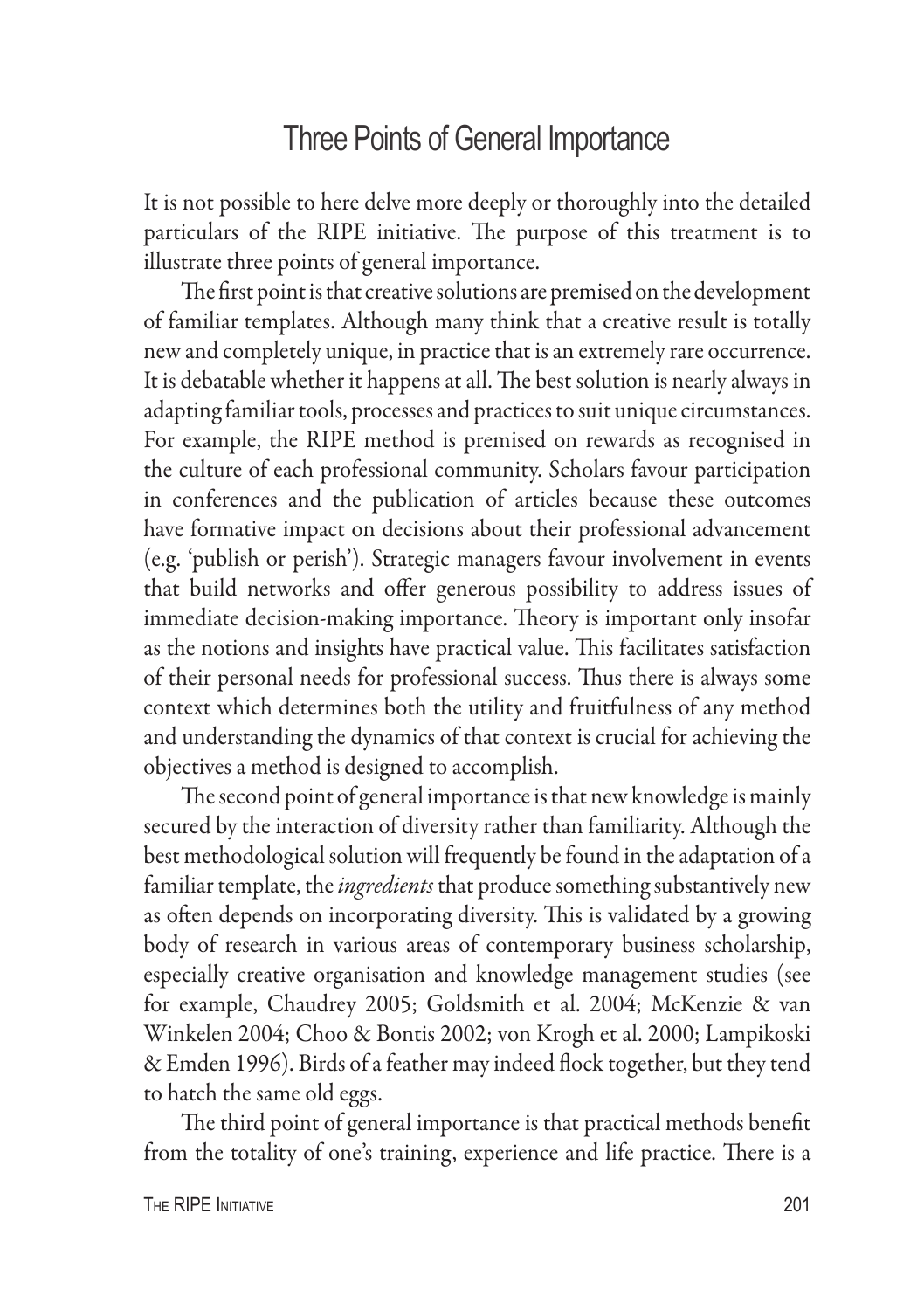## Three Points of General Importance

It is not possible to here delve more deeply or thoroughly into the detailed particulars of the RIPE initiative. The purpose of this treatment is to illustrate three points of general importance.

The first point is that creative solutions are premised on the development of familiar templates. Although many think that a creative result is totally new and completely unique, in practice that is an extremely rare occurrence. It is debatable whether it happens at all. The best solution is nearly always in adapting familiar tools, processes and practices to suit unique circumstances. For example, the RIPE method is premised on rewards as recognised in the culture of each professional community. Scholars favour participation in conferences and the publication of articles because these outcomes have formative impact on decisions about their professional advancement (e.g. 'publish or perish'). Strategic managers favour involvement in events that build networks and offer generous possibility to address issues of immediate decision-making importance. Theory is important only insofar as the notions and insights have practical value. This facilitates satisfaction of their personal needs for professional success. Thus there is always some context which determines both the utility and fruitfulness of any method and understanding the dynamics of that context is crucial for achieving the objectives a method is designed to accomplish.

The second point of general importance is that new knowledge is mainly secured by the interaction of diversity rather than familiarity. Although the best methodological solution will frequently be found in the adaptation of a familiar template, the *ingredients* that produce something substantively new as often depends on incorporating diversity. This is validated by a growing body of research in various areas of contemporary business scholarship, especially creative organisation and knowledge management studies (see for example, Chaudrey 2005; Goldsmith et al. 2004; McKenzie & van Winkelen 2004; Choo & Bontis 2002; von Krogh et al. 2000; Lampikoski & Emden 1996). Birds of a feather may indeed flock together, but they tend to hatch the same old eggs.

The third point of general importance is that practical methods benefit from the totality of one's training, experience and life practice. There is a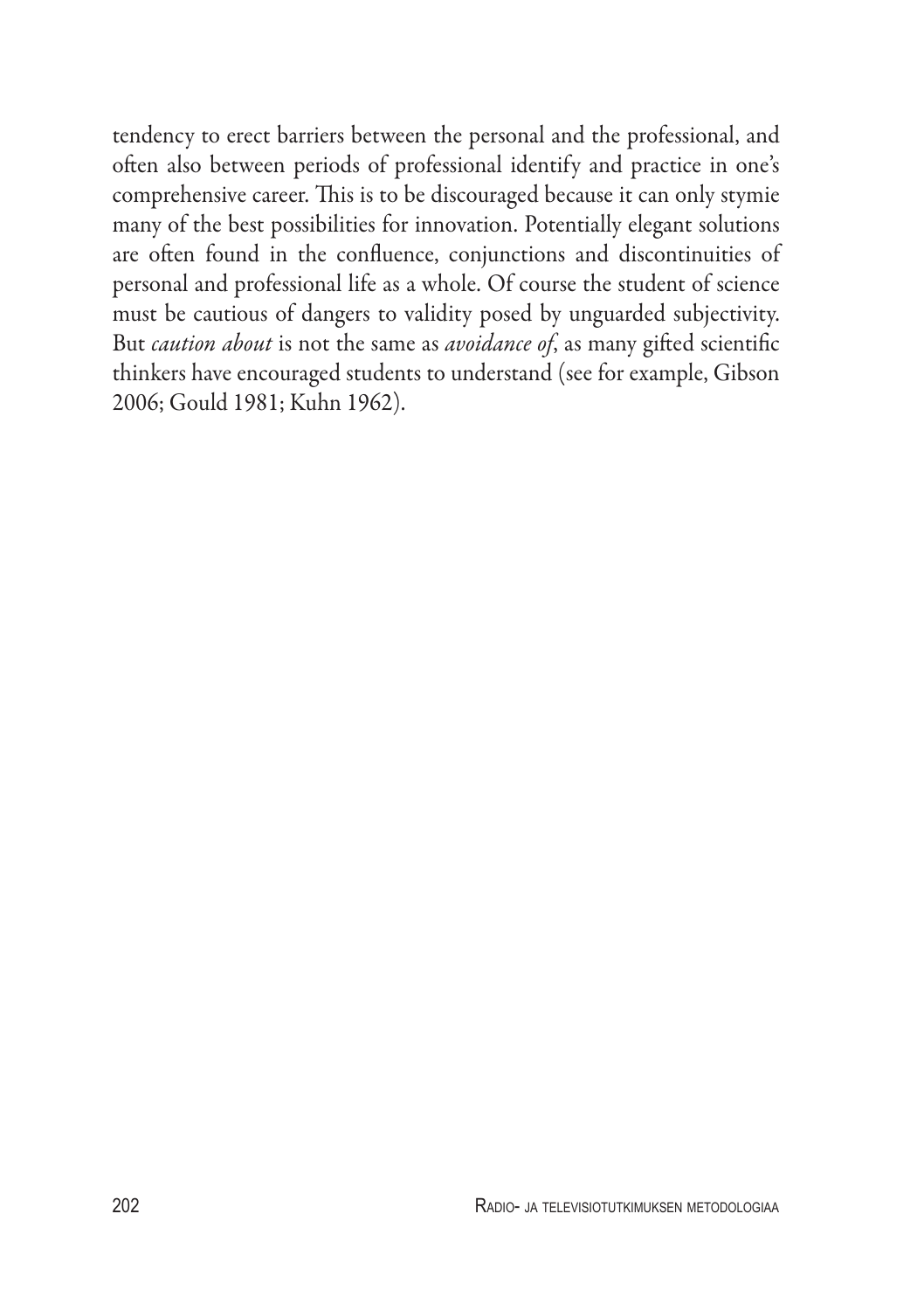tendency to erect barriers between the personal and the professional, and often also between periods of professional identify and practice in one's comprehensive career. This is to be discouraged because it can only stymie many of the best possibilities for innovation. Potentially elegant solutions are often found in the confluence, conjunctions and discontinuities of personal and professional life as a whole. Of course the student of science must be cautious of dangers to validity posed by unguarded subjectivity. But *caution about* is not the same as *avoidance of*, as many gifted scientific thinkers have encouraged students to understand (see for example, Gibson 2006; Gould 1981; Kuhn 1962).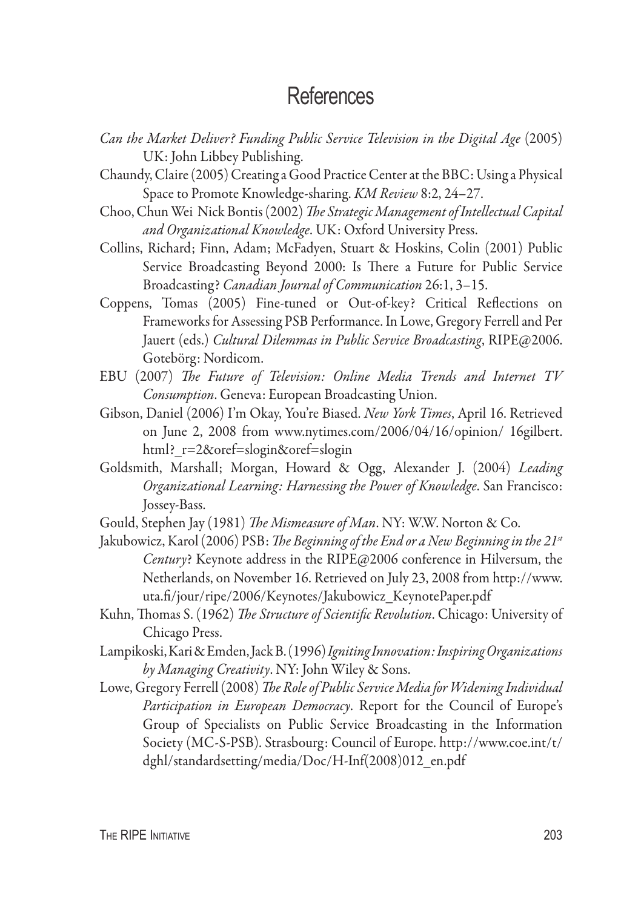# References

*Can the Market Deliver? Funding Public Service Television in the Digital Age* (2005) UK: John Libbey Publishing.

Chaundy, Claire (2005) Creating a Good Practice Center at the BBC: Using a Physical Space to Promote Knowledge-sharing. *KM Review* 8:2, 24–27.

Choo, Chun Wei Nick Bontis (2002) *The Strategic Management of Intellectual Capital and Organizational Knowledge*. UK: Oxford University Press.

Collins, Richard; Finn, Adam; McFadyen, Stuart & Hoskins, Colin (2001) Public Service Broadcasting Beyond 2000: Is There a Future for Public Service Broadcasting? *Canadian Journal of Communication* 26:1, 3–15.

Coppens, Tomas (2005) Fine-tuned or Out-of-key? Critical Reflections on Frameworks for Assessing PSB Performance. In Lowe, Gregory Ferrell and Per Jauert (eds.) *Cultural Dilemmas in Public Service Broadcasting*, RIPE@2006. Gotebörg: Nordicom.

EBU (2007) *The Future of Television: Online Media Trends and Internet TV Consumption*. Geneva: European Broadcasting Union.

Gibson, Daniel (2006) I'm Okay, You're Biased. *New York Times*, April 16. Retrieved on June 2, 2008 from www.nytimes.com/2006/04/16/opinion/ 16gilbert.html?_r=2&oref=slogin&oref=slogin

Goldsmith, Marshall; Morgan, Howard & Ogg, Alexander J. (2004) *Leading Organizational Learning: Harnessing the Power of Knowledge*. San Francisco: Jossey-Bass.

Gould, Stephen Jay (1981) *The Mismeasure of Man*. NY: W.W. Norton & Co.

Jakubowicz, Karol (2006) PSB: *The Beginning of the End or a New Beginning in the 21st Century*? Keynote address in the RIPE@2006 conference in Hilversum, the Netherlands, on November 16. Retrieved on July 23, 2008 from http://www.uta.fi/jour/ripe/2006/Keynotes/Jakubowicz_KeynotePaper.pdf

Kuhn, Thomas S. (1962) *The Structure of Scientific Revolution*. Chicago: University of Chicago Press.

Lampikoski, Kari & Emden, Jack B. (1996) *Igniting Innovation: Inspiring Organizations by Managing Creativity*. NY: John Wiley & Sons.

Lowe, Gregory Ferrell (2008) *The Role of Public Service Media for Widening Individual Participation in European Democracy*. Report for the Council of Europe's Group of Specialists on Public Service Broadcasting in the Information Society (MC-S-PSB). Strasbourg: Council of Europe. http://www.coe.int/t/dghl/standardsetting/media/Doc/H-Inf(2008)012_en.pdf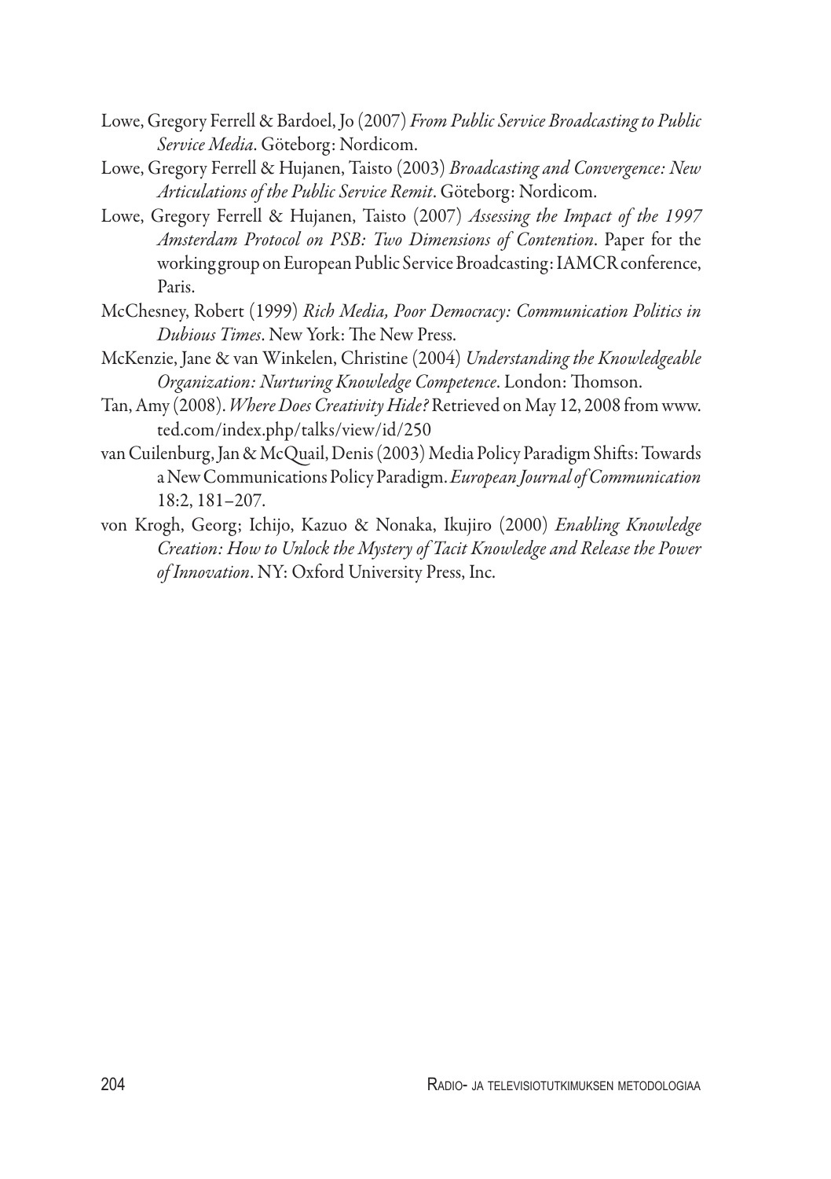Lowe, Gregory Ferrell & Bardoel, Jo (2007) *From Public Service Broadcasting to Public Service Media*. Göteborg: Nordicom.

Lowe, Gregory Ferrell & Hujanen, Taisto (2003) *Broadcasting and Convergence: New Articulations of the Public Service Remit*. Göteborg: Nordicom.

Lowe, Gregory Ferrell & Hujanen, Taisto (2007) *Assessing the Impact of the 1997 Amsterdam Protocol on PSB: Two Dimensions of Contention*. Paper for the working group on European Public Service Broadcasting: IAMCR conference, Paris.

McChesney, Robert (1999) *Rich Media, Poor Democracy: Communication Politics in Dubious Times*. New York: The New Press.

McKenzie, Jane & van Winkelen, Christine (2004) *Understanding the Knowledgeable Organization: Nurturing Knowledge Competence*. London: Thomson.

Tan, Amy (2008). *Where Does Creativity Hide?* Retrieved on May 12, 2008 from www.ted.com/index.php/talks/view/id/250

van Cuilenburg, Jan & McQuail, Denis (2003) Media Policy Paradigm Shifts: Towards a New Communications Policy Paradigm. *European Journal of Communication* 18:2, 181–207.

von Krogh, Georg; Ichijo, Kazuo & Nonaka, Ikujiro (2000) *Enabling Knowledge Creation: How to Unlock the Mystery of Tacit Knowledge and Release the Power of Innovation*. NY: Oxford University Press, Inc.